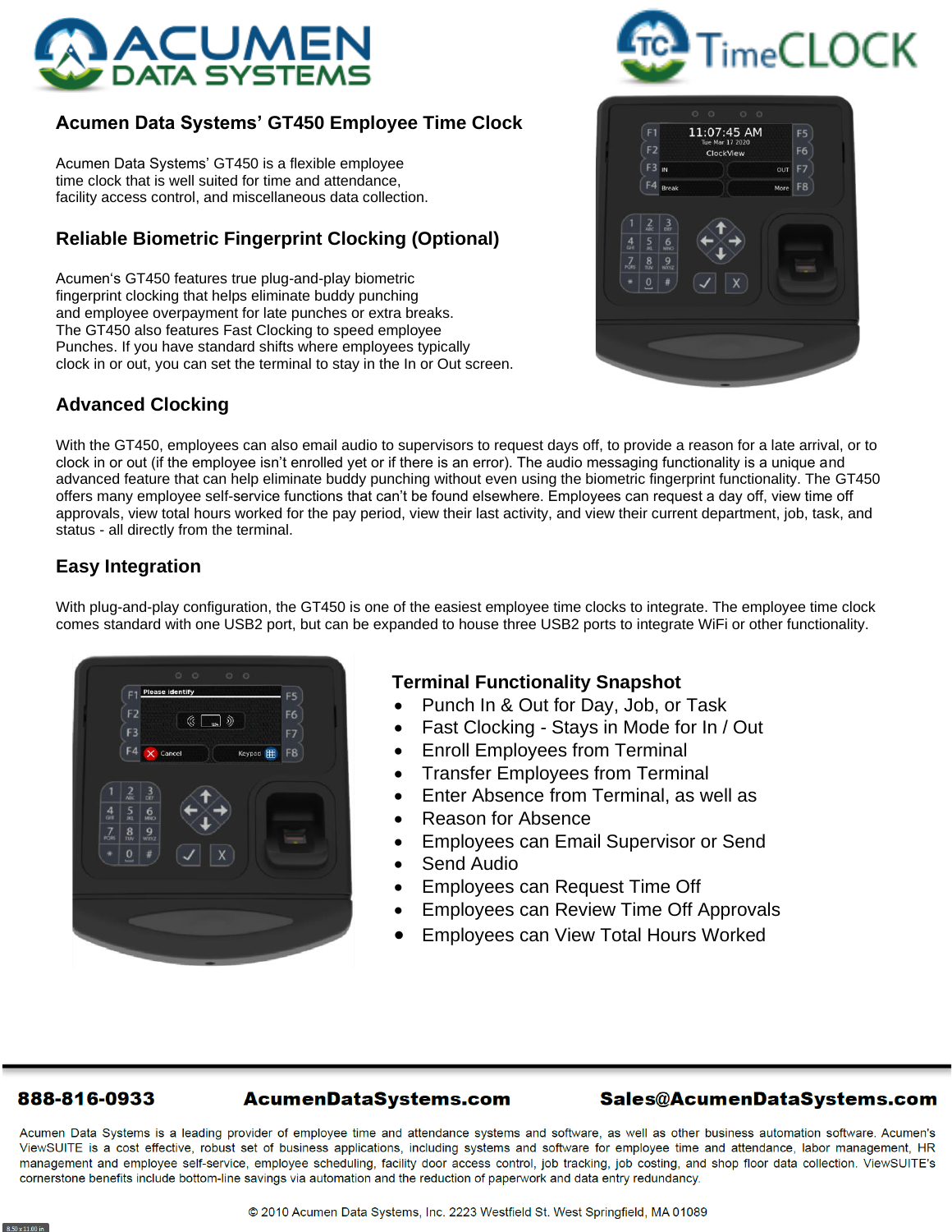ACUMEN DATA SYSTEMS

TimeCLOCK

## Acumen Data Systems' GT450 Employee Time Clock

Acumen Data Systems' GT450 is a flexible employee time clock that is well suited for time and attendance, facility access control, and miscellaneous data collection.

## Reliable Biometric Fingerprint Clocking (Optional)

Acumen's GT450 features true plug-and-play biometric fingerprint clocking that helps eliminate buddy punching and employee overpayment for late punches or extra breaks. The GT450 also features Fast Clocking to speed employee Punches. If you have standard shifts where employees typically clock in or out, you can set the terminal to stay in the In or Out screen.

## Advanced Clocking

With the GT450, employees can also email audio to supervisors to request days off, to provide a reason for a late arrival, or to clock in or out (if the employee isn't enrolled yet or if there is an error). The audio messaging functionality is a unique and advanced feature that can help eliminate buddy punching without even using the biometric fingerprint functionality. The GT450 offers many employee self-service functions that can't be found elsewhere. Employees can request a day off, view time off approvals, view total hours worked for the pay period, view their last activity, and view their current department, job, task, and status - all directly from the terminal.

## Easy Integration

With plug-and-play configuration, the GT450 is one of the easiest employee time clocks to integrate. The employee time clock comes standard with one USB2 port, but can be expanded to house three USB2 ports to integrate WiFi or other functionality.

### Terminal Functionality Snapshot

- Punch In & Out for Day, Job, or Task
- Fast Clocking - Stays in Mode for In / Out
- Enroll Employees from Terminal
- Transfer Employees from Terminal
- Enter Absence from Terminal, as well as
- Reason for Absence
- Employees can Email Supervisor or Send
- Send Audio
- Employees can Request Time Off
- Employees can Review Time Off Approvals
- Employees can View Total Hours Worked

---

**888-816-0933** **AcumenDataSystems.com** **Sales@AcumenDataSystems.com**

Acumen Data Systems is a leading provider of employee time and attendance systems and software, as well as other business automation software. Acumen's ViewSUITE is a cost effective, robust set of business applications, including systems and software for employee time and attendance, labor management, HR management and employee self-service, employee scheduling, facility door access control, job tracking, job costing, and shop floor data collection. ViewSUITE's cornerstone benefits include bottom-line savings via automation and the reduction of paperwork and data entry redundancy.

© 2010 Acumen Data Systems, Inc. 2223 Westfield St. West Springfield, MA 01089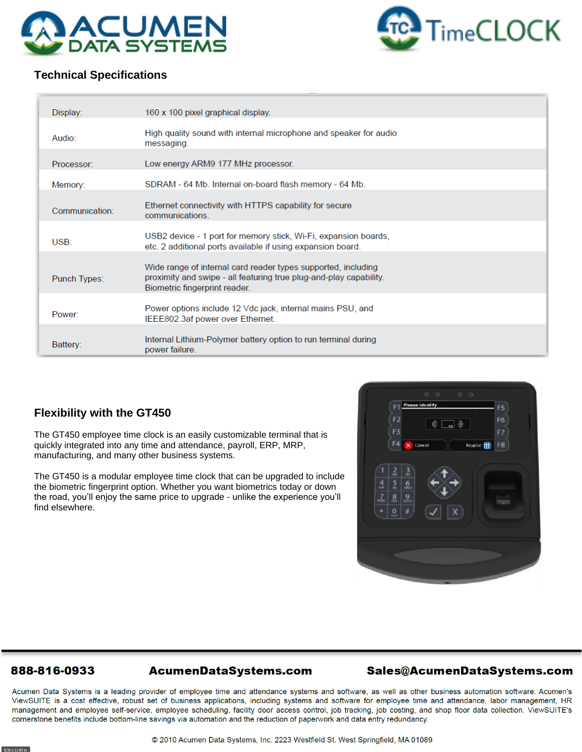## Technical Specifications

| | |
|---|---|
| Display: | 160 x 100 pixel graphical display. |
| Audio: | High quality sound with internal microphone and speaker for audio messaging. |
| Processor: | Low energy ARM9 177 MHz processor. |
| Memory: | SDRAM - 64 Mb. Internal on-board flash memory - 64 Mb. |
| Communication: | Ethernet connectivity with HTTPS capability for secure communications. |
| USB: | USB2 device - 1 port for memory stick, Wi-Fi, expansion boards, etc. 2 additional ports available if using expansion board. |
| Punch Types: | Wide range of internal card reader types supported, including proximity and swipe - all featuring true plug-and-play capability. Biometric fingerprint reader. |
| Power: | Power options include 12 Vdc jack, internal mains PSU, and IEEE802.3af power over Ethernet. |
| Battery: | Internal Lithium-Polymer battery option to run terminal during power failure. |

## Flexibility with the GT450

The GT450 employee time clock is an easily customizable terminal that is quickly integrated into any time and attendance, payroll, ERP, MRP, manufacturing, and many other business systems.

The GT450 is a modular employee time clock that can be upgraded to include the biometric fingerprint option. Whether you want biometrics today or down the road, you'll enjoy the same price to upgrade - unlike the experience you'll find elsewhere.

**888-816-0933** **AcumenDataSystems.com** **Sales@AcumenDataSystems.com**

Acumen Data Systems is a leading provider of employee time and attendance systems and software, as well as other business automation software. Acumen's ViewSUITE is a cost effective, robust set of business applications, including systems and software for employee time and attendance, labor management, HR management and employee self-service, employee scheduling, facility door access control, job tracking, job costing, and shop floor data collection. ViewSUITE's cornerstone benefits include bottom-line savings via automation and the reduction of paperwork and data entry redundancy.

© 2010 Acumen Data Systems, Inc. 2223 Westfield St. West Springfield, MA 01089